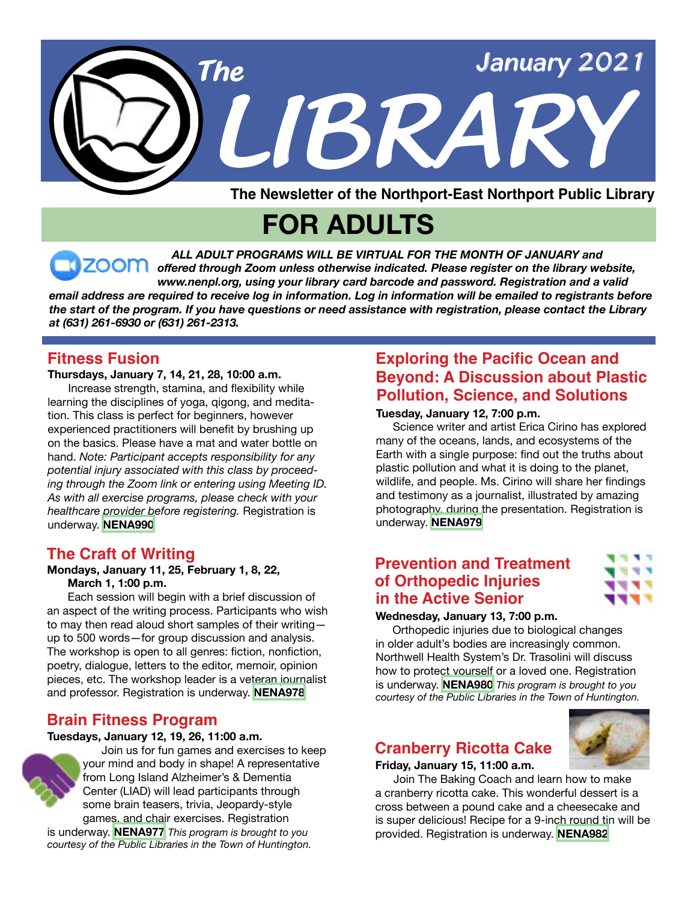# The LIBRARY

January 2021

The Newsletter of the Northport-East Northport Public Library

## FOR ADULTS

***ALL ADULT PROGRAMS WILL BE VIRTUAL FOR THE MONTH OF JANUARY and offered through Zoom unless otherwise indicated. Please register on the library website, www.nenpl.org, using your library card barcode and password. Registration and a valid email address are required to receive log in information. Log in information will be emailed to registrants before the start of the program. If you have questions or need assistance with registration, please contact the Library at (631) 261-6930 or (631) 261-2313.***

### Fitness Fusion

**Thursdays, January 7, 14, 21, 28, 10:00 a.m.**

Increase strength, stamina, and flexibility while learning the disciplines of yoga, qigong, and meditation. This class is perfect for beginners, however experienced practitioners will benefit by brushing up on the basics. Please have a mat and water bottle on hand. *Note: Participant accepts responsibility for any potential injury associated with this class by proceeding through the Zoom link or entering using Meeting ID. As with all exercise programs, please check with your healthcare provider before registering.* Registration is underway. **NENA990**

### The Craft of Writing

**Mondays, January 11, 25, February 1, 8, 22, March 1, 1:00 p.m.**

Each session will begin with a brief discussion of an aspect of the writing process. Participants who wish to may then read aloud short samples of their writing—up to 500 words—for group discussion and analysis. The workshop is open to all genres: fiction, nonfiction, poetry, dialogue, letters to the editor, memoir, opinion pieces, etc. The workshop leader is a veteran journalist and professor. Registration is underway. **NENA978**

### Brain Fitness Program

**Tuesdays, January 12, 19, 26, 11:00 a.m.**

Join us for fun games and exercises to keep your mind and body in shape! A representative from Long Island Alzheimer's & Dementia Center (LIAD) will lead participants through some brain teasers, trivia, Jeopardy-style games, and chair exercises. Registration is underway. **NENA977** *This program is brought to you courtesy of the Public Libraries in the Town of Huntington.*

### Exploring the Pacific Ocean and Beyond: A Discussion about Plastic Pollution, Science, and Solutions

**Tuesday, January 12, 7:00 p.m.**

Science writer and artist Erica Cirino has explored many of the oceans, lands, and ecosystems of the Earth with a single purpose: find out the truths about plastic pollution and what it is doing to the planet, wildlife, and people. Ms. Cirino will share her findings and testimony as a journalist, illustrated by amazing photography, during the presentation. Registration is underway. **NENA979**

### Prevention and Treatment of Orthopedic Injuries in the Active Senior

**Wednesday, January 13, 7:00 p.m.**

Orthopedic injuries due to biological changes in older adult's bodies are increasingly common. Northwell Health System's Dr. Trasolini will discuss how to protect yourself or a loved one. Registration is underway. **NENA980** *This program is brought to you courtesy of the Public Libraries in the Town of Huntington.*

### Cranberry Ricotta Cake

**Friday, January 15, 11:00 a.m.**

Join The Baking Coach and learn how to make a cranberry ricotta cake. This wonderful dessert is a cross between a pound cake and a cheesecake and is super delicious! Recipe for a 9-inch round tin will be provided. Registration is underway. **NENA982**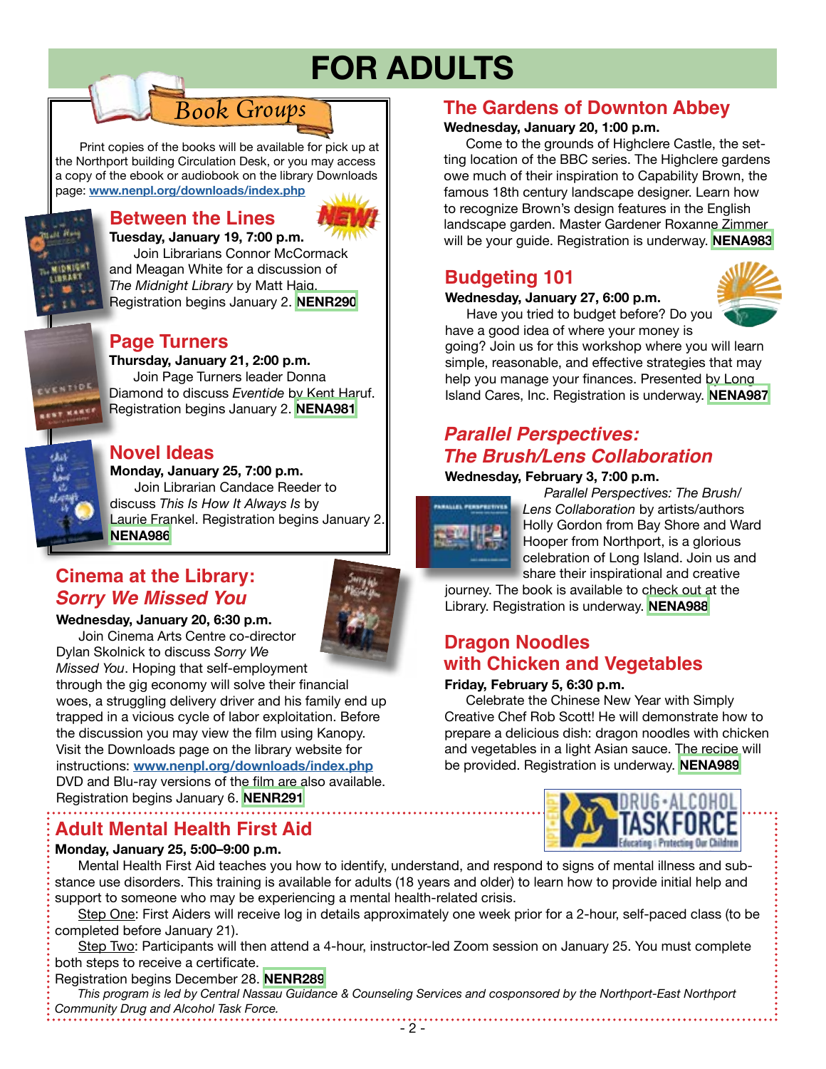# FOR ADULTS

## Book Groups

Print copies of the books will be available for pick up at the Northport building Circulation Desk, or you may access a copy of the ebook or audiobook on the library Downloads page: www.nenpl.org/downloads/index.php

### Between the Lines

NEW!

**Tuesday, January 19, 7:00 p.m.**

Join Librarians Connor McCormack and Meagan White for a discussion of *The Midnight Library* by Matt Haig. Registration begins January 2. **NENR290**

### Page Turners

**Thursday, January 21, 2:00 p.m.**

Join Page Turners leader Donna Diamond to discuss *Eventide* by Kent Haruf. Registration begins January 2. **NENA981**

### Novel Ideas

**Monday, January 25, 7:00 p.m.**

Join Librarian Candace Reeder to discuss *This Is How It Always Is* by Laurie Frankel. Registration begins January 2. **NENA986**

## Cinema at the Library: *Sorry We Missed You*

**Wednesday, January 20, 6:30 p.m.**

Join Cinema Arts Centre co-director Dylan Skolnick to discuss *Sorry We Missed You*. Hoping that self-employment through the gig economy will solve their financial woes, a struggling delivery driver and his family end up trapped in a vicious cycle of labor exploitation. Before the discussion you may view the film using Kanopy. Visit the Downloads page on the library website for instructions: www.nenpl.org/downloads/index.php DVD and Blu-ray versions of the film are also available. Registration begins January 6. **NENR291**

## The Gardens of Downton Abbey

**Wednesday, January 20, 1:00 p.m.**

Come to the grounds of Highclere Castle, the setting location of the BBC series. The Highclere gardens owe much of their inspiration to Capability Brown, the famous 18th century landscape designer. Learn how to recognize Brown's design features in the English landscape garden. Master Gardener Roxanne Zimmer will be your guide. Registration is underway. **NENA983**

## Budgeting 101

**Wednesday, January 27, 6:00 p.m.**

Have you tried to budget before? Do you have a good idea of where your money is going? Join us for this workshop where you will learn simple, reasonable, and effective strategies that may help you manage your finances. Presented by Long Island Cares, Inc. Registration is underway. **NENA987**

## *Parallel Perspectives: The Brush/Lens Collaboration*

**Wednesday, February 3, 7:00 p.m.**

*Parallel Perspectives: The Brush/Lens Collaboration* by artists/authors Holly Gordon from Bay Shore and Ward Hooper from Northport, is a glorious celebration of Long Island. Join us and share their inspirational and creative journey. The book is available to check out at the Library. Registration is underway. **NENA988**

## Dragon Noodles with Chicken and Vegetables

**Friday, February 5, 6:30 p.m.**

Celebrate the Chinese New Year with Simply Creative Chef Rob Scott! He will demonstrate how to prepare a delicious dish: dragon noodles with chicken and vegetables in a light Asian sauce. The recipe will be provided. Registration is underway. **NENA989**

## Adult Mental Health First Aid

**Monday, January 25, 5:00–9:00 p.m.**

Mental Health First Aid teaches you how to identify, understand, and respond to signs of mental illness and substance use disorders. This training is available for adults (18 years and older) to learn how to provide initial help and support to someone who may be experiencing a mental health-related crisis.

Step One: First Aiders will receive log in details approximately one week prior for a 2-hour, self-paced class (to be completed before January 21).

Step Two: Participants will then attend a 4-hour, instructor-led Zoom session on January 25. You must complete both steps to receive a certificate.

Registration begins December 28. **NENR289**

*This program is led by Central Nassau Guidance & Counseling Services and cosponsored by the Northport-East Northport Community Drug and Alcohol Task Force.*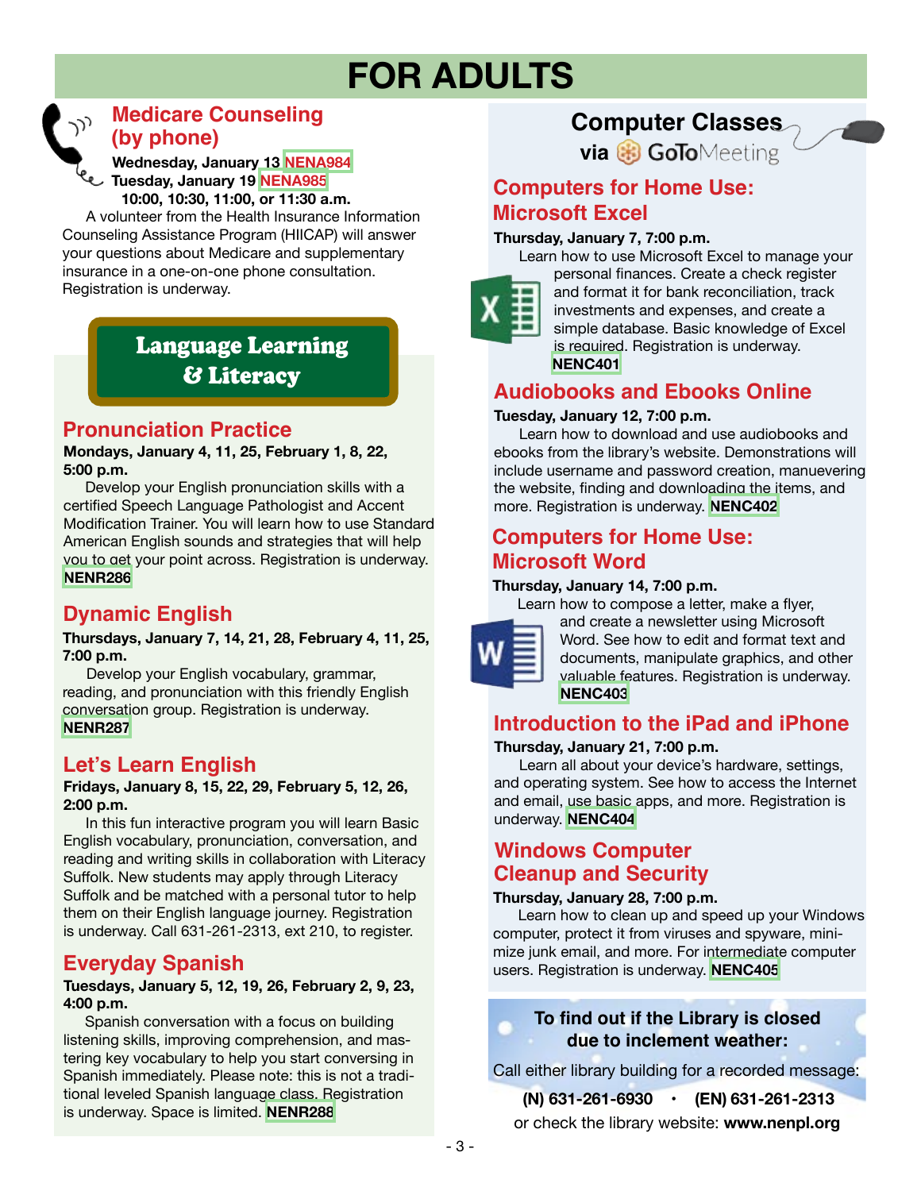# FOR ADULTS

## Medicare Counseling (by phone)

**Wednesday, January 13 NENA984**
**Tuesday, January 19 NENA985**
**10:00, 10:30, 11:00, or 11:30 a.m.**

A volunteer from the Health Insurance Information Counseling Assistance Program (HIICAP) will answer your questions about Medicare and supplementary insurance in a one-on-one phone consultation. Registration is underway.

## Language Learning & Literacy

### Pronunciation Practice

**Mondays, January 4, 11, 25, February 1, 8, 22, 5:00 p.m.**

Develop your English pronunciation skills with a certified Speech Language Pathologist and Accent Modification Trainer. You will learn how to use Standard American English sounds and strategies that will help you to get your point across. Registration is underway. **NENR286**

### Dynamic English

**Thursdays, January 7, 14, 21, 28, February 4, 11, 25, 7:00 p.m.**

Develop your English vocabulary, grammar, reading, and pronunciation with this friendly English conversation group. Registration is underway. **NENR287**

### Let's Learn English

**Fridays, January 8, 15, 22, 29, February 5, 12, 26, 2:00 p.m.**

In this fun interactive program you will learn Basic English vocabulary, pronunciation, conversation, and reading and writing skills in collaboration with Literacy Suffolk. New students may apply through Literacy Suffolk and be matched with a personal tutor to help them on their English language journey. Registration is underway. Call 631-261-2313, ext 210, to register.

### Everyday Spanish

**Tuesdays, January 5, 12, 19, 26, February 2, 9, 23, 4:00 p.m.**

Spanish conversation with a focus on building listening skills, improving comprehension, and mastering key vocabulary to help you start conversing in Spanish immediately. Please note: this is not a traditional leveled Spanish language class. Registration is underway. Space is limited. **NENR288**

## Computer Classes via GoToMeeting

### Computers for Home Use: Microsoft Excel

**Thursday, January 7, 7:00 p.m.**

Learn how to use Microsoft Excel to manage your personal finances. Create a check register and format it for bank reconciliation, track investments and expenses, and create a simple database. Basic knowledge of Excel is required. Registration is underway. **NENC401**

### Audiobooks and Ebooks Online

**Tuesday, January 12, 7:00 p.m.**

Learn how to download and use audiobooks and ebooks from the library's website. Demonstrations will include username and password creation, manuevering the website, finding and downloading the items, and more. Registration is underway. **NENC402**

### Computers for Home Use: Microsoft Word

**Thursday, January 14, 7:00 p.m.**

Learn how to compose a letter, make a flyer, and create a newsletter using Microsoft Word. See how to edit and format text and documents, manipulate graphics, and other valuable features. Registration is underway. **NENC403**

### Introduction to the iPad and iPhone

**Thursday, January 21, 7:00 p.m.**

Learn all about your device's hardware, settings, and operating system. See how to access the Internet and email, use basic apps, and more. Registration is underway. **NENC404**

### Windows Computer Cleanup and Security

**Thursday, January 28, 7:00 p.m.**

Learn how to clean up and speed up your Windows computer, protect it from viruses and spyware, minimize junk email, and more. For intermediate computer users. Registration is underway. **NENC405**

**To find out if the Library is closed due to inclement weather:**

Call either library building for a recorded message:

**(N) 631-261-6930 • (EN) 631-261-2313**

or check the library website: **www.nenpl.org**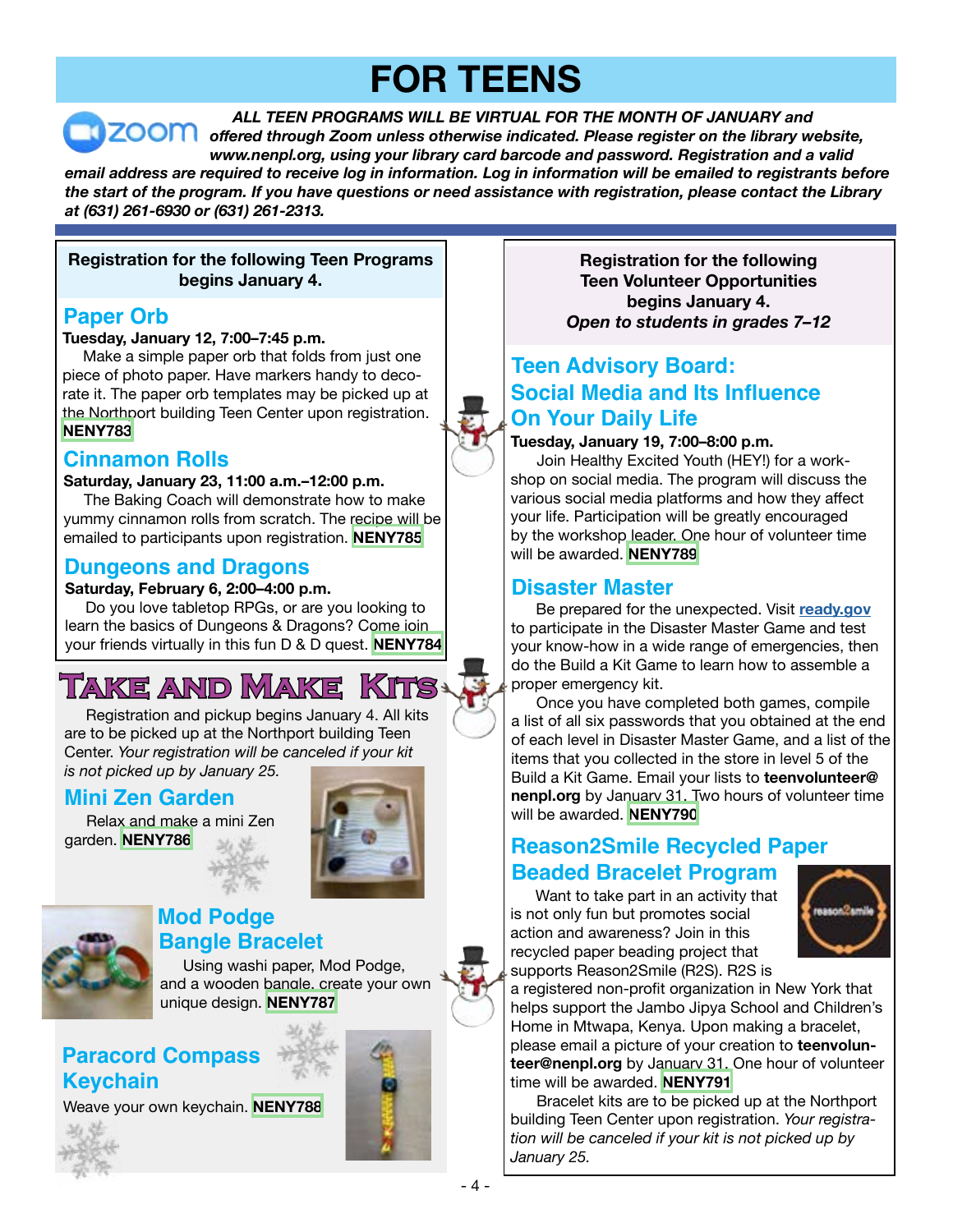# FOR TEENS

***ALL TEEN PROGRAMS WILL BE VIRTUAL FOR THE MONTH OF JANUARY and offered through Zoom unless otherwise indicated. Please register on the library website, www.nenpl.org, using your library card barcode and password. Registration and a valid email address are required to receive log in information. Log in information will be emailed to registrants before the start of the program. If you have questions or need assistance with registration, please contact the Library at (631) 261-6930 or (631) 261-2313.***

**Registration for the following Teen Programs begins January 4.**

## Paper Orb

**Tuesday, January 12, 7:00–7:45 p.m.**

Make a simple paper orb that folds from just one piece of photo paper. Have markers handy to decorate it. The paper orb templates may be picked up at the Northport building Teen Center upon registration. **NENY783**

## Cinnamon Rolls

**Saturday, January 23, 11:00 a.m.–12:00 p.m.**

The Baking Coach will demonstrate how to make yummy cinnamon rolls from scratch. The recipe will be emailed to participants upon registration. **NENY785**

## Dungeons and Dragons

**Saturday, February 6, 2:00–4:00 p.m.**

Do you love tabletop RPGs, or are you looking to learn the basics of Dungeons & Dragons? Come join your friends virtually in this fun D & D quest. **NENY784**

# Take and Make Kits

Registration and pickup begins January 4. All kits are to be picked up at the Northport building Teen Center. *Your registration will be canceled if your kit is not picked up by January 25.*

## Mini Zen Garden

Relax and make a mini Zen garden. **NENY786**

## Mod Podge Bangle Bracelet

Using washi paper, Mod Podge, and a wooden bangle, create your own unique design. **NENY787**

## Paracord Compass Keychain

Weave your own keychain. **NENY788**

**Registration for the following Teen Volunteer Opportunities begins January 4.**
***Open to students in grades 7–12***

## Teen Advisory Board: Social Media and Its Influence On Your Daily Life

**Tuesday, January 19, 7:00–8:00 p.m.**

Join Healthy Excited Youth (HEY!) for a workshop on social media. The program will discuss the various social media platforms and how they affect your life. Participation will be greatly encouraged by the workshop leader. One hour of volunteer time will be awarded. **NENY789**

## Disaster Master

Be prepared for the unexpected. Visit **ready.gov** to participate in the Disaster Master Game and test your know-how in a wide range of emergencies, then do the Build a Kit Game to learn how to assemble a proper emergency kit.

Once you have completed both games, compile a list of all six passwords that you obtained at the end of each level in Disaster Master Game, and a list of the items that you collected in the store in level 5 of the Build a Kit Game. Email your lists to **teenvolunteer@nenpl.org** by January 31. Two hours of volunteer time will be awarded. **NENY790**

## Reason2Smile Recycled Paper Beaded Bracelet Program

Want to take part in an activity that is not only fun but promotes social action and awareness? Join in this recycled paper beading project that supports Reason2Smile (R2S). R2S is a registered non-profit organization in New York that helps support the Jambo Jipya School and Children's Home in Mtwapa, Kenya. Upon making a bracelet, please email a picture of your creation to **teenvolunteer@nenpl.org** by January 31. One hour of volunteer time will be awarded. **NENY791**

Bracelet kits are to be picked up at the Northport building Teen Center upon registration. *Your registration will be canceled if your kit is not picked up by January 25.*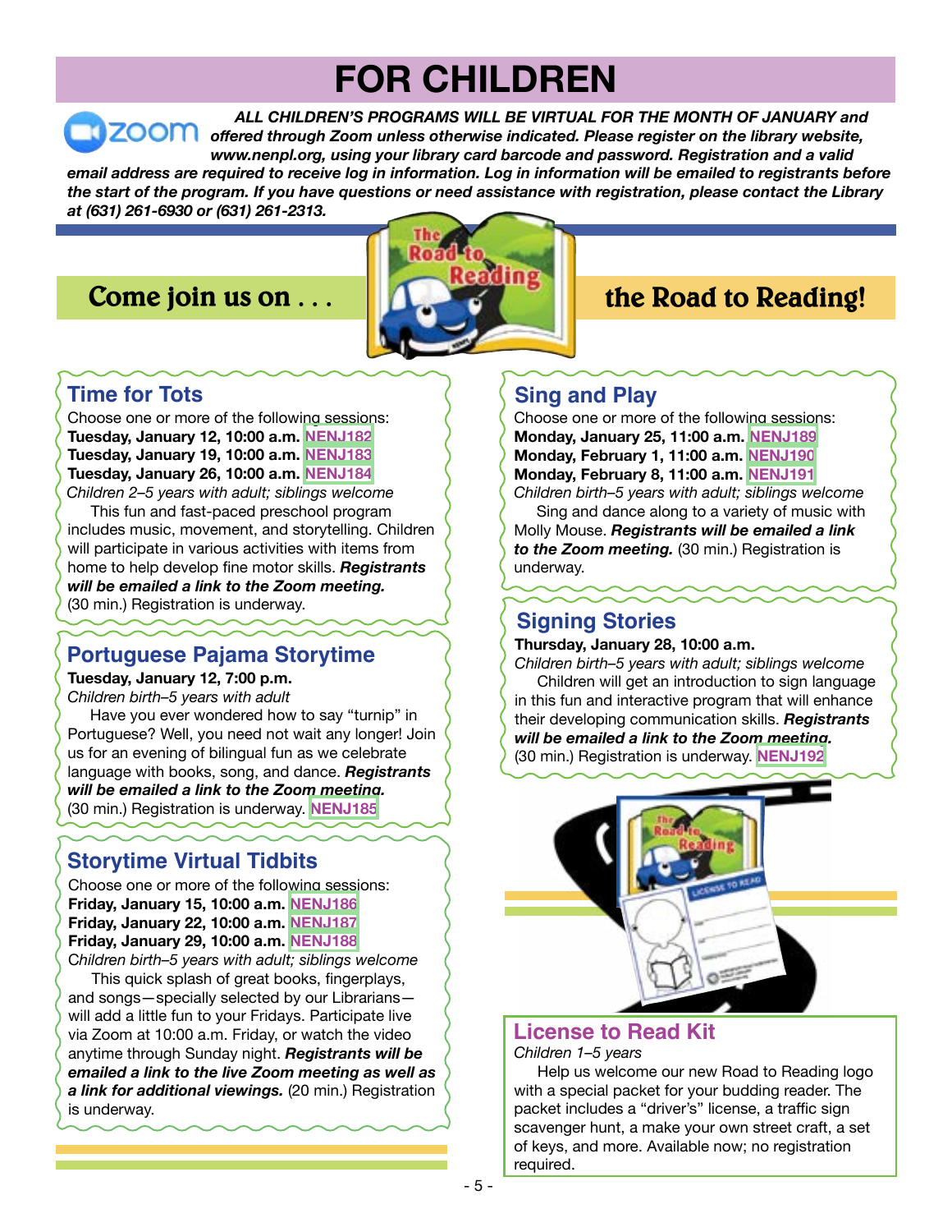# FOR CHILDREN

***ALL CHILDREN'S PROGRAMS WILL BE VIRTUAL FOR THE MONTH OF JANUARY and offered through Zoom unless otherwise indicated. Please register on the library website, www.nenpl.org, using your library card barcode and password. Registration and a valid email address are required to receive log in information. Log in information will be emailed to registrants before the start of the program. If you have questions or need assistance with registration, please contact the Library at (631) 261-6930 or (631) 261-2313.***

## Come join us on . . . the Road to Reading!

### Time for Tots

Choose one or more of the following sessions:
**Tuesday, January 12, 10:00 a.m.** NENJ182
**Tuesday, January 19, 10:00 a.m.** NENJ183
**Tuesday, January 26, 10:00 a.m.** NENJ184

*Children 2–5 years with adult; siblings welcome*

This fun and fast-paced preschool program includes music, movement, and storytelling. Children will participate in various activities with items from home to help develop fine motor skills. ***Registrants will be emailed a link to the Zoom meeting.*** (30 min.) Registration is underway.

### Portuguese Pajama Storytime

**Tuesday, January 12, 7:00 p.m.**

*Children birth–5 years with adult*

Have you ever wondered how to say "turnip" in Portuguese? Well, you need not wait any longer! Join us for an evening of bilingual fun as we celebrate language with books, song, and dance. ***Registrants will be emailed a link to the Zoom meeting.*** (30 min.) Registration is underway. NENJ185

### Storytime Virtual Tidbits

Choose one or more of the following sessions:
**Friday, January 15, 10:00 a.m.** NENJ186
**Friday, January 22, 10:00 a.m.** NENJ187
**Friday, January 29, 10:00 a.m.** NENJ188

*Children birth–5 years with adult; siblings welcome*

This quick splash of great books, fingerplays, and songs—specially selected by our Librarians—will add a little fun to your Fridays. Participate live via Zoom at 10:00 a.m. Friday, or watch the video anytime through Sunday night. ***Registrants will be emailed a link to the live Zoom meeting as well as a link for additional viewings.*** (20 min.) Registration is underway.

### Sing and Play

Choose one or more of the following sessions:
**Monday, January 25, 11:00 a.m.** NENJ189
**Monday, February 1, 11:00 a.m.** NENJ190
**Monday, February 8, 11:00 a.m.** NENJ191

*Children birth–5 years with adult; siblings welcome*

Sing and dance along to a variety of music with Molly Mouse. ***Registrants will be emailed a link to the Zoom meeting.*** (30 min.) Registration is underway.

### Signing Stories

**Thursday, January 28, 10:00 a.m.**

*Children birth–5 years with adult; siblings welcome*

Children will get an introduction to sign language in this fun and interactive program that will enhance their developing communication skills. ***Registrants will be emailed a link to the Zoom meeting.*** (30 min.) Registration is underway. NENJ192

### License to Read Kit

*Children 1–5 years*

Help us welcome our new Road to Reading logo with a special packet for your budding reader. The packet includes a "driver's" license, a traffic sign scavenger hunt, a make your own street craft, a set of keys, and more. Available now; no registration required.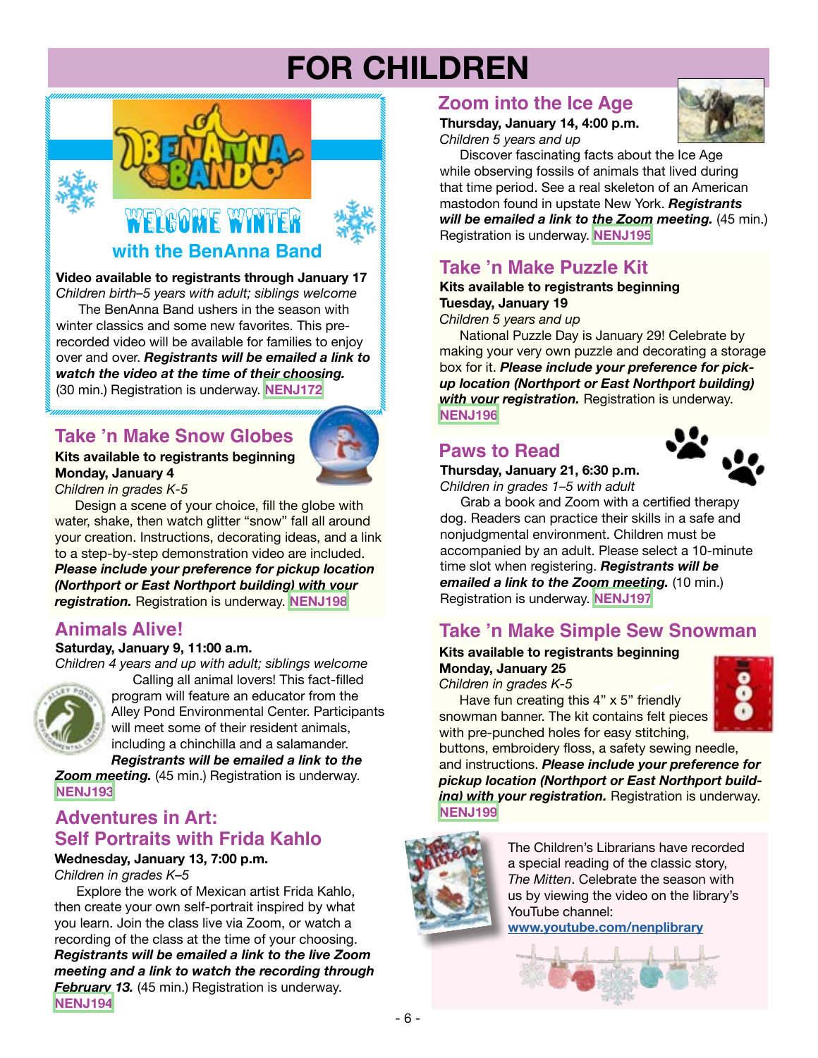# FOR CHILDREN

## WELCOME WINTER with the BenAnna Band

**Video available to registrants through January 17**
*Children birth–5 years with adult; siblings welcome*

The BenAnna Band ushers in the season with winter classics and some new favorites. This pre-recorded video will be available for families to enjoy over and over. ***Registrants will be emailed a link to watch the video at the time of their choosing.*** (30 min.) Registration is underway. **NENJ172**

## Take 'n Make Snow Globes

**Kits available to registrants beginning Monday, January 4**
*Children in grades K-5*

Design a scene of your choice, fill the globe with water, shake, then watch glitter "snow" fall all around your creation. Instructions, decorating ideas, and a link to a step-by-step demonstration video are included. ***Please include your preference for pickup location (Northport or East Northport building) with your registration.*** Registration is underway. **NENJ198**

## Animals Alive!

**Saturday, January 9, 11:00 a.m.**
*Children 4 years and up with adult; siblings welcome*

Calling all animal lovers! This fact-filled program will feature an educator from the Alley Pond Environmental Center. Participants will meet some of their resident animals, including a chinchilla and a salamander. ***Registrants will be emailed a link to the Zoom meeting.*** (45 min.) Registration is underway. **NENJ193**

## Adventures in Art: Self Portraits with Frida Kahlo

**Wednesday, January 13, 7:00 p.m.**
*Children in grades K–5*

Explore the work of Mexican artist Frida Kahlo, then create your own self-portrait inspired by what you learn. Join the class live via Zoom, or watch a recording of the class at the time of your choosing. ***Registrants will be emailed a link to the live Zoom meeting and a link to watch the recording through February 13.*** (45 min.) Registration is underway. **NENJ194**

## Zoom into the Ice Age

**Thursday, January 14, 4:00 p.m.**
*Children 5 years and up*

Discover fascinating facts about the Ice Age while observing fossils of animals that lived during that time period. See a real skeleton of an American mastodon found in upstate New York. ***Registrants will be emailed a link to the Zoom meeting.*** (45 min.) Registration is underway. **NENJ195**

## Take 'n Make Puzzle Kit

**Kits available to registrants beginning Tuesday, January 19**
*Children 5 years and up*

National Puzzle Day is January 29! Celebrate by making your very own puzzle and decorating a storage box for it. ***Please include your preference for pick-up location (Northport or East Northport building) with your registration.*** Registration is underway. **NENJ196**

## Paws to Read

**Thursday, January 21, 6:30 p.m.**
*Children in grades 1–5 with adult*

Grab a book and Zoom with a certified therapy dog. Readers can practice their skills in a safe and nonjudgmental environment. Children must be accompanied by an adult. Please select a 10-minute time slot when registering. ***Registrants will be emailed a link to the Zoom meeting.*** (10 min.) Registration is underway. **NENJ197**

## Take 'n Make Simple Sew Snowman

**Kits available to registrants beginning Monday, January 25**
*Children in grades K-5*

Have fun creating this 4" x 5" friendly snowman banner. The kit contains felt pieces with pre-punched holes for easy stitching, buttons, embroidery floss, a safety sewing needle, and instructions. ***Please include your preference for pickup location (Northport or East Northport building) with your registration.*** Registration is underway. **NENJ199**

The Children's Librarians have recorded a special reading of the classic story, *The Mitten*. Celebrate the season with us by viewing the video on the library's YouTube channel: **www.youtube.com/nenplibrary**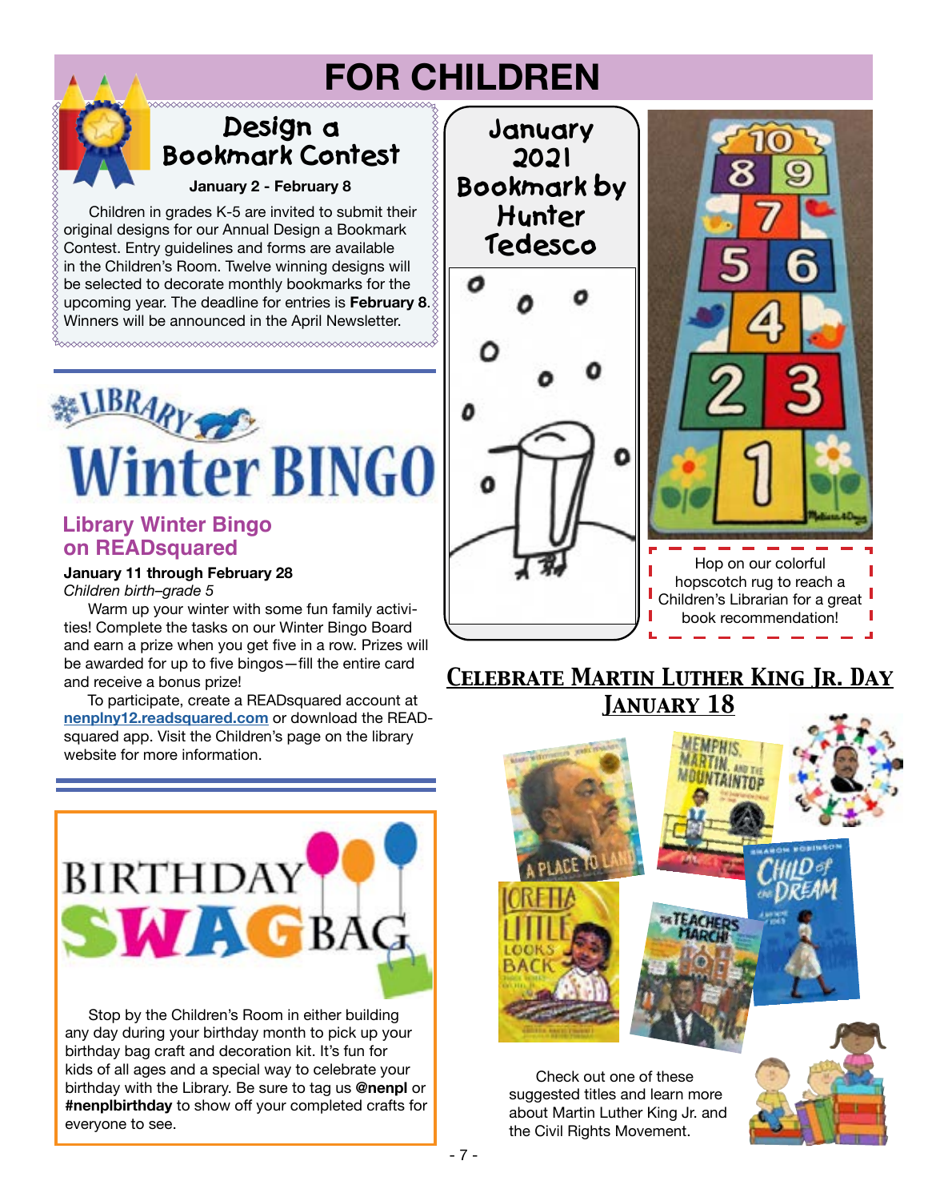# FOR CHILDREN

## Design a Bookmark Contest

**January 2 - February 8**

Children in grades K-5 are invited to submit their original designs for our Annual Design a Bookmark Contest. Entry guidelines and forms are available in the Children's Room. Twelve winning designs will be selected to decorate monthly bookmarks for the upcoming year. The deadline for entries is **February 8**. Winners will be announced in the April Newsletter.

## Library Winter BINGO

### Library Winter Bingo on READsquared

**January 11 through February 28**
*Children birth–grade 5*

Warm up your winter with some fun family activities! Complete the tasks on our Winter Bingo Board and earn a prize when you get five in a row. Prizes will be awarded for up to five bingos—fill the entire card and receive a bonus prize!

To participate, create a READsquared account at **nenplny12.readsquared.com** or download the READsquared app. Visit the Children's page on the library website for more information.

## Birthday Swag Bag

Stop by the Children's Room in either building any day during your birthday month to pick up your birthday bag craft and decoration kit. It's fun for kids of all ages and a special way to celebrate your birthday with the Library. Be sure to tag us **@nenpl** or **#nenplbirthday** to show off your completed crafts for everyone to see.

## January 2021 Bookmark by Hunter Tedesco

Hop on our colorful hopscotch rug to reach a Children's Librarian for a great book recommendation!

## Celebrate Martin Luther King Jr. Day January 18

Check out one of these suggested titles and learn more about Martin Luther King Jr. and the Civil Rights Movement.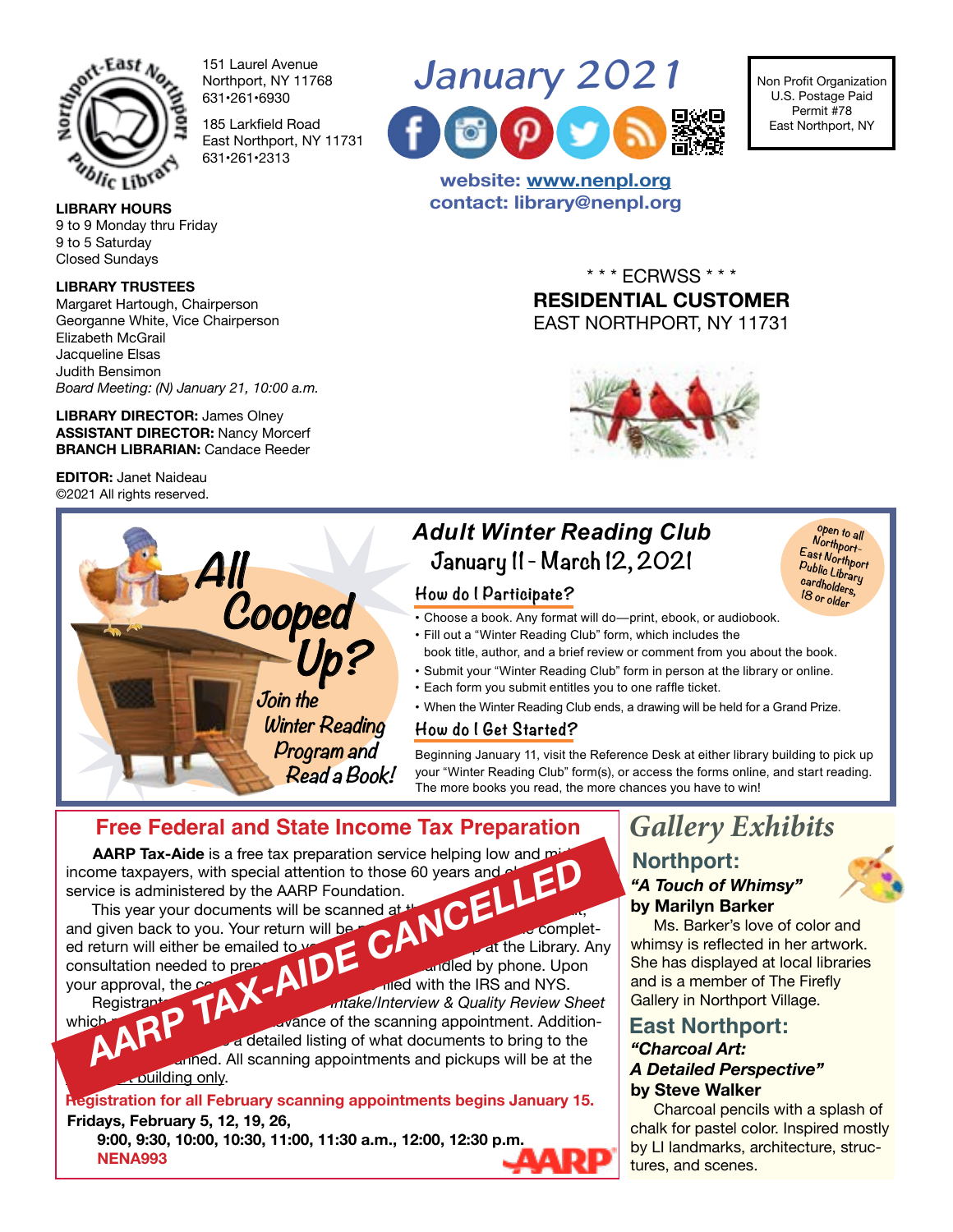151 Laurel Avenue
Northport, NY 11768
631•261•6930

185 Larkfield Road
East Northport, NY 11731
631•261•2313

# January 2021

**website: www.nenpl.org**
**contact: library@nenpl.org**

Non Profit Organization
U.S. Postage Paid
Permit #78
East Northport, NY

**LIBRARY HOURS**
9 to 9 Monday thru Friday
9 to 5 Saturday
Closed Sundays

**LIBRARY TRUSTEES**
Margaret Hartough, Chairperson
Georganne White, Vice Chairperson
Elizabeth McGrail
Jacqueline Elsas
Judith Bensimon
*Board Meeting: (N) January 21, 10:00 a.m.*

**LIBRARY DIRECTOR:** James Olney
**ASSISTANT DIRECTOR:** Nancy Morcerf
**BRANCH LIBRARIAN:** Candace Reeder

**EDITOR:** Janet Naideau
©2021 All rights reserved.

\* \* \* ECRWSS \* \* \*
**RESIDENTIAL CUSTOMER**
EAST NORTHPORT, NY 11731

## All Cooped Up?

Join the Winter Reading Program and Read a Book!

## *Adult Winter Reading Club*

**January 11 - March 12, 2021**

Open to all Northport-East Northport Public Library cardholders, 18 or older

### How do I Participate?

- Choose a book. Any format will do—print, ebook, or audiobook.
- Fill out a "Winter Reading Club" form, which includes the book title, author, and a brief review or comment from you about the book.
- Submit your "Winter Reading Club" form in person at the library or online.
- Each form you submit entitles you to one raffle ticket.
- When the Winter Reading Club ends, a drawing will be held for a Grand Prize.

### How do I Get Started?

Beginning January 11, visit the Reference Desk at either library building to pick up your "Winter Reading Club" form(s), or access the forms online, and start reading. The more books you read, the more chances you have to win!

## Free Federal and State Income Tax Preparation

**AARP TAX-AIDE CANCELLED**

**AARP Tax-Aide** is a free tax preparation service helping low and mi... income taxpayers, with special attention to those 60 years and ol... service is administered by the AARP Foundation.

This year your documents will be scanned at th... and given back to you. Your return will be p... complet-ed return will either be emailed to y... at the Library. Any consultation needed to prep... andled by phone. Upon your approval, the c... iled with the IRS and NYS.

Registrant... *ntake/Interview & Quality Review Sheet* which... vance of the scanning appointment. Addition-... a detailed listing of what documents to bring to the ... anned. All scanning appointments and pickups will be at the ... building only.

**Registration for all February scanning appointments begins January 15.**

**Fridays, February 5, 12, 19, 26,**
**9:00, 9:30, 10:00, 10:30, 11:00, 11:30 a.m., 12:00, 12:30 p.m.**
**NENA993**

## *Gallery Exhibits*

### Northport:

***"A Touch of Whimsy"***
**by Marilyn Barker**

Ms. Barker's love of color and whimsy is reflected in her artwork. She has displayed at local libraries and is a member of The Firefly Gallery in Northport Village.

### East Northport:

***"Charcoal Art: A Detailed Perspective"***
**by Steve Walker**

Charcoal pencils with a splash of chalk for pastel color. Inspired mostly by LI landmarks, architecture, structures, and scenes.